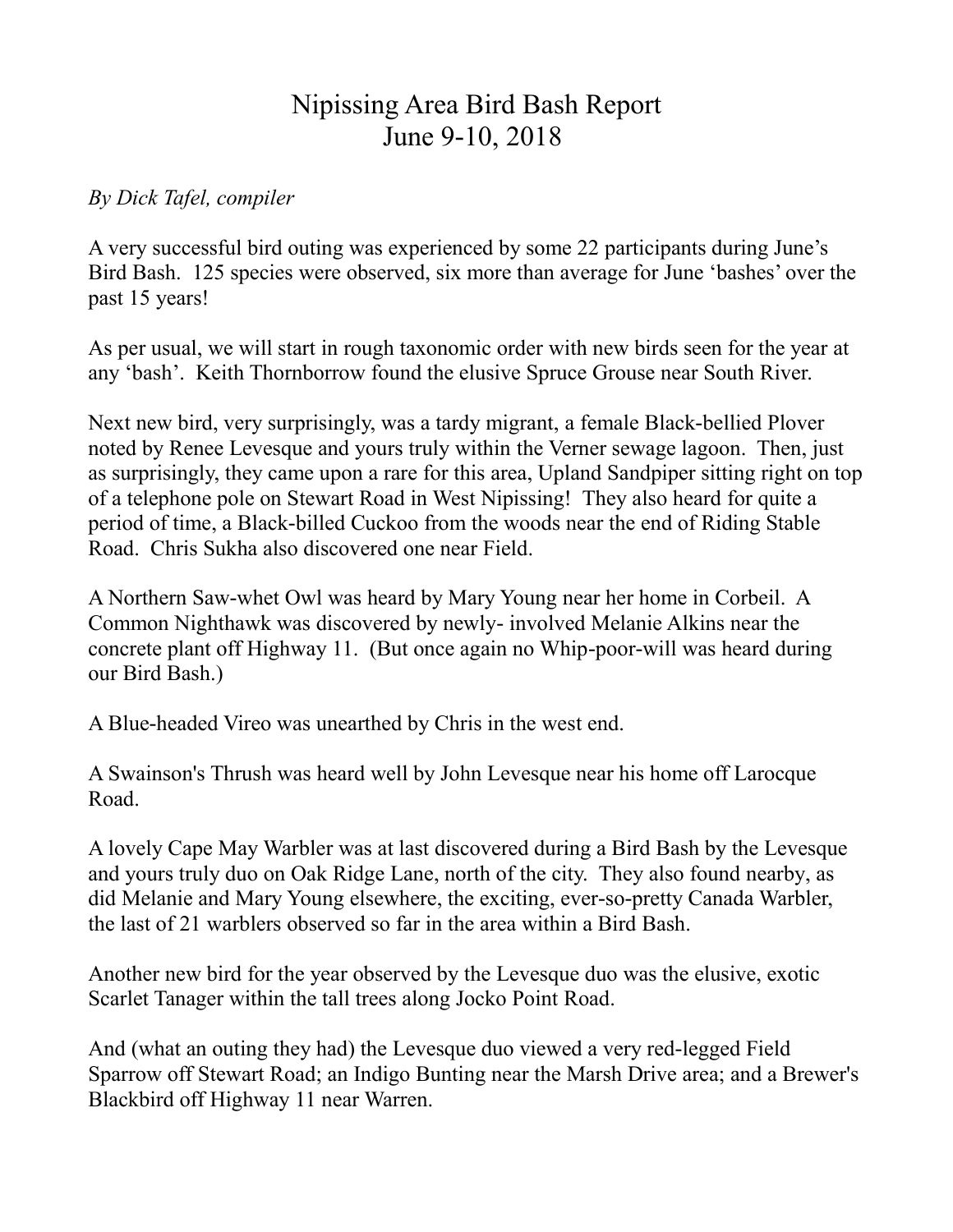# Nipissing Area Bird Bash Report
# June 9-10, 2018

*By Dick Tafel, compiler*

A very successful bird outing was experienced by some 22 participants during June's Bird Bash. 125 species were observed, six more than average for June 'bashes' over the past 15 years!

As per usual, we will start in rough taxonomic order with new birds seen for the year at any 'bash'. Keith Thornborrow found the elusive Spruce Grouse near South River.

Next new bird, very surprisingly, was a tardy migrant, a female Black-bellied Plover noted by Renee Levesque and yours truly within the Verner sewage lagoon. Then, just as surprisingly, they came upon a rare for this area, Upland Sandpiper sitting right on top of a telephone pole on Stewart Road in West Nipissing! They also heard for quite a period of time, a Black-billed Cuckoo from the woods near the end of Riding Stable Road. Chris Sukha also discovered one near Field.

A Northern Saw-whet Owl was heard by Mary Young near her home in Corbeil. A Common Nighthawk was discovered by newly- involved Melanie Alkins near the concrete plant off Highway 11. (But once again no Whip-poor-will was heard during our Bird Bash.)

A Blue-headed Vireo was unearthed by Chris in the west end.

A Swainson's Thrush was heard well by John Levesque near his home off Larocque Road.

A lovely Cape May Warbler was at last discovered during a Bird Bash by the Levesque and yours truly duo on Oak Ridge Lane, north of the city. They also found nearby, as did Melanie and Mary Young elsewhere, the exciting, ever-so-pretty Canada Warbler, the last of 21 warblers observed so far in the area within a Bird Bash.

Another new bird for the year observed by the Levesque duo was the elusive, exotic Scarlet Tanager within the tall trees along Jocko Point Road.

And (what an outing they had) the Levesque duo viewed a very red-legged Field Sparrow off Stewart Road; an Indigo Bunting near the Marsh Drive area; and a Brewer's Blackbird off Highway 11 near Warren.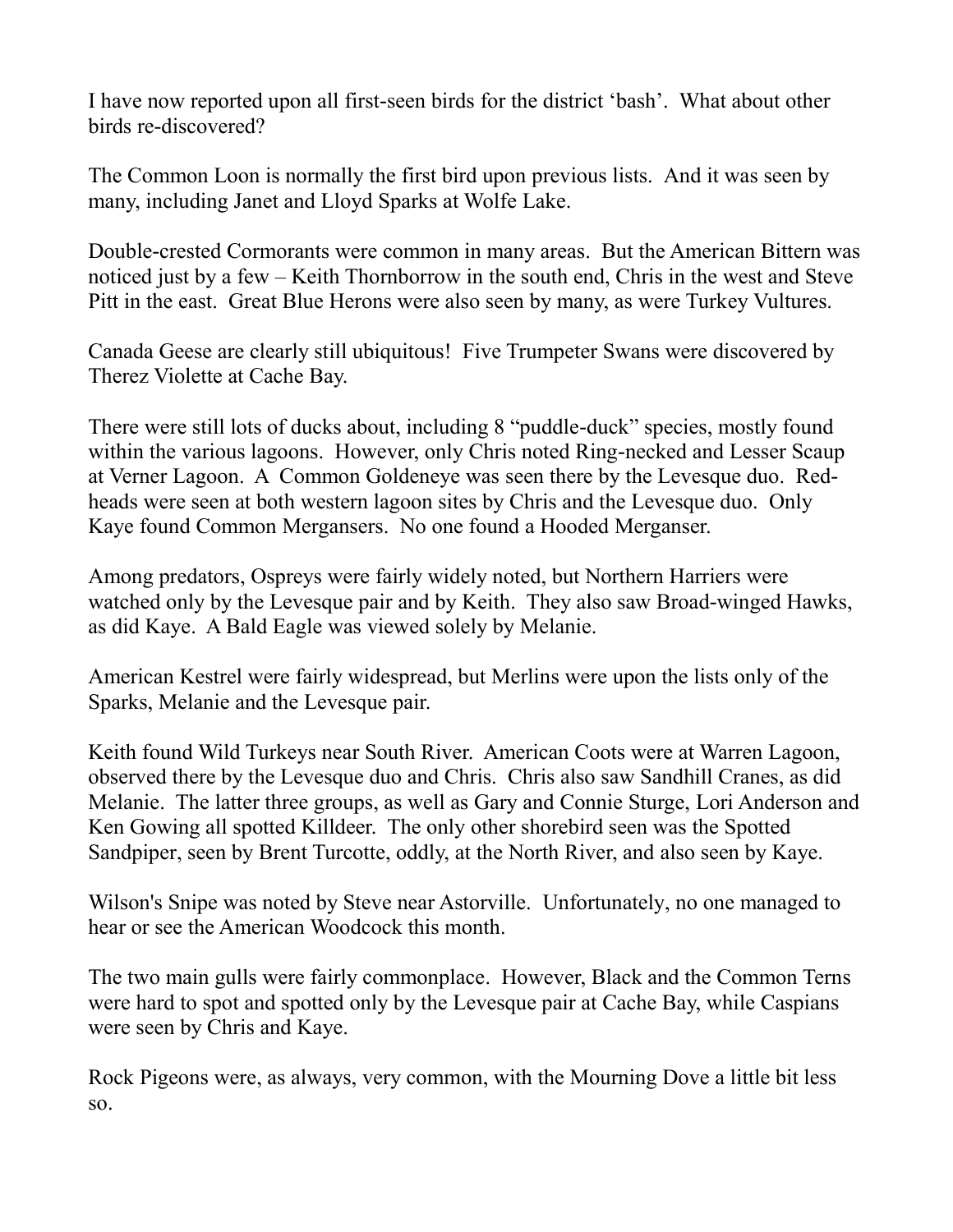I have now reported upon all first-seen birds for the district 'bash'. What about other birds re-discovered?

The Common Loon is normally the first bird upon previous lists. And it was seen by many, including Janet and Lloyd Sparks at Wolfe Lake.

Double-crested Cormorants were common in many areas. But the American Bittern was noticed just by a few – Keith Thornborrow in the south end, Chris in the west and Steve Pitt in the east. Great Blue Herons were also seen by many, as were Turkey Vultures.

Canada Geese are clearly still ubiquitous! Five Trumpeter Swans were discovered by Therez Violette at Cache Bay.

There were still lots of ducks about, including 8 "puddle-duck" species, mostly found within the various lagoons. However, only Chris noted Ring-necked and Lesser Scaup at Verner Lagoon. A Common Goldeneye was seen there by the Levesque duo. Red-heads were seen at both western lagoon sites by Chris and the Levesque duo. Only Kaye found Common Mergansers. No one found a Hooded Merganser.

Among predators, Ospreys were fairly widely noted, but Northern Harriers were watched only by the Levesque pair and by Keith. They also saw Broad-winged Hawks, as did Kaye. A Bald Eagle was viewed solely by Melanie.

American Kestrel were fairly widespread, but Merlins were upon the lists only of the Sparks, Melanie and the Levesque pair.

Keith found Wild Turkeys near South River. American Coots were at Warren Lagoon, observed there by the Levesque duo and Chris. Chris also saw Sandhill Cranes, as did Melanie. The latter three groups, as well as Gary and Connie Sturge, Lori Anderson and Ken Gowing all spotted Killdeer. The only other shorebird seen was the Spotted Sandpiper, seen by Brent Turcotte, oddly, at the North River, and also seen by Kaye.

Wilson's Snipe was noted by Steve near Astorville. Unfortunately, no one managed to hear or see the American Woodcock this month.

The two main gulls were fairly commonplace. However, Black and the Common Terns were hard to spot and spotted only by the Levesque pair at Cache Bay, while Caspians were seen by Chris and Kaye.

Rock Pigeons were, as always, very common, with the Mourning Dove a little bit less so.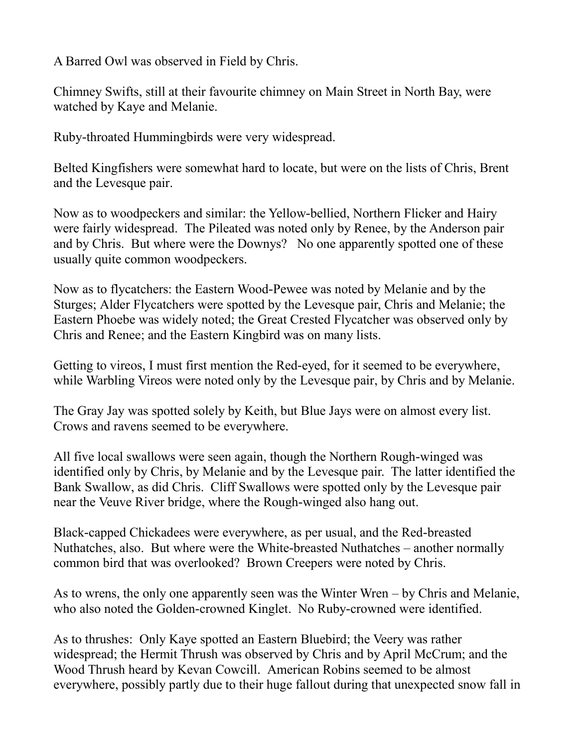A Barred Owl was observed in Field by Chris.

Chimney Swifts, still at their favourite chimney on Main Street in North Bay, were watched by Kaye and Melanie.

Ruby-throated Hummingbirds were very widespread.

Belted Kingfishers were somewhat hard to locate, but were on the lists of Chris, Brent and the Levesque pair.

Now as to woodpeckers and similar: the Yellow-bellied, Northern Flicker and Hairy were fairly widespread. The Pileated was noted only by Renee, by the Anderson pair and by Chris. But where were the Downys? No one apparently spotted one of these usually quite common woodpeckers.

Now as to flycatchers: the Eastern Wood-Pewee was noted by Melanie and by the Sturges; Alder Flycatchers were spotted by the Levesque pair, Chris and Melanie; the Eastern Phoebe was widely noted; the Great Crested Flycatcher was observed only by Chris and Renee; and the Eastern Kingbird was on many lists.

Getting to vireos, I must first mention the Red-eyed, for it seemed to be everywhere, while Warbling Vireos were noted only by the Levesque pair, by Chris and by Melanie.

The Gray Jay was spotted solely by Keith, but Blue Jays were on almost every list. Crows and ravens seemed to be everywhere.

All five local swallows were seen again, though the Northern Rough-winged was identified only by Chris, by Melanie and by the Levesque pair. The latter identified the Bank Swallow, as did Chris. Cliff Swallows were spotted only by the Levesque pair near the Veuve River bridge, where the Rough-winged also hang out.

Black-capped Chickadees were everywhere, as per usual, and the Red-breasted Nuthatches, also. But where were the White-breasted Nuthatches – another normally common bird that was overlooked? Brown Creepers were noted by Chris.

As to wrens, the only one apparently seen was the Winter Wren – by Chris and Melanie, who also noted the Golden-crowned Kinglet. No Ruby-crowned were identified.

As to thrushes: Only Kaye spotted an Eastern Bluebird; the Veery was rather widespread; the Hermit Thrush was observed by Chris and by April McCrum; and the Wood Thrush heard by Kevan Cowcill. American Robins seemed to be almost everywhere, possibly partly due to their huge fallout during that unexpected snow fall in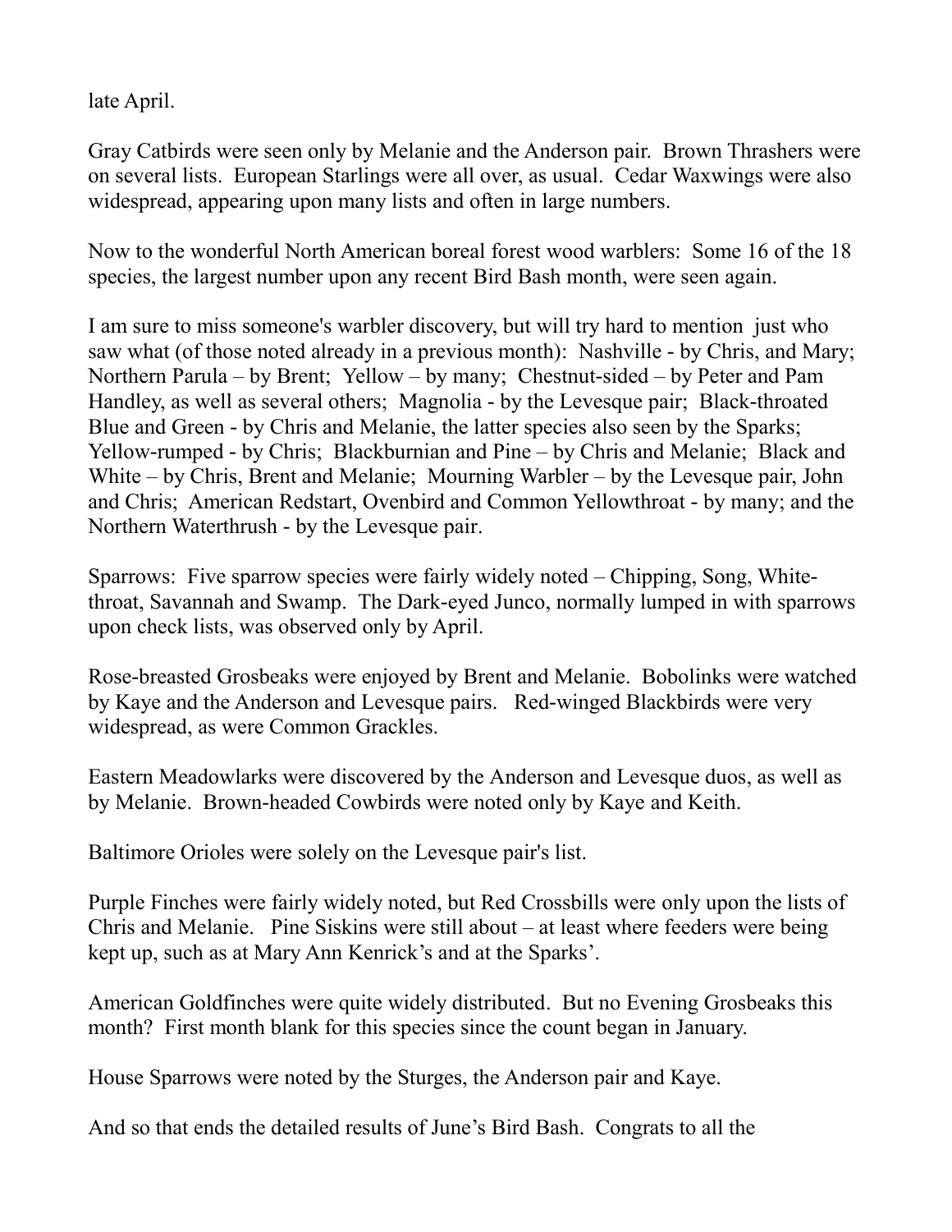late April.

Gray Catbirds were seen only by Melanie and the Anderson pair. Brown Thrashers were on several lists. European Starlings were all over, as usual. Cedar Waxwings were also widespread, appearing upon many lists and often in large numbers.

Now to the wonderful North American boreal forest wood warblers: Some 16 of the 18 species, the largest number upon any recent Bird Bash month, were seen again.

I am sure to miss someone's warbler discovery, but will try hard to mention just who saw what (of those noted already in a previous month): Nashville - by Chris, and Mary; Northern Parula – by Brent; Yellow – by many; Chestnut-sided – by Peter and Pam Handley, as well as several others; Magnolia - by the Levesque pair; Black-throated Blue and Green - by Chris and Melanie, the latter species also seen by the Sparks; Yellow-rumped - by Chris; Blackburnian and Pine – by Chris and Melanie; Black and White – by Chris, Brent and Melanie; Mourning Warbler – by the Levesque pair, John and Chris; American Redstart, Ovenbird and Common Yellowthroat - by many; and the Northern Waterthrush - by the Levesque pair.

Sparrows: Five sparrow species were fairly widely noted – Chipping, Song, White-throat, Savannah and Swamp. The Dark-eyed Junco, normally lumped in with sparrows upon check lists, was observed only by April.

Rose-breasted Grosbeaks were enjoyed by Brent and Melanie. Bobolinks were watched by Kaye and the Anderson and Levesque pairs. Red-winged Blackbirds were very widespread, as were Common Grackles.

Eastern Meadowlarks were discovered by the Anderson and Levesque duos, as well as by Melanie. Brown-headed Cowbirds were noted only by Kaye and Keith.

Baltimore Orioles were solely on the Levesque pair's list.

Purple Finches were fairly widely noted, but Red Crossbills were only upon the lists of Chris and Melanie. Pine Siskins were still about – at least where feeders were being kept up, such as at Mary Ann Kenrick's and at the Sparks'.

American Goldfinches were quite widely distributed. But no Evening Grosbeaks this month? First month blank for this species since the count began in January.

House Sparrows were noted by the Sturges, the Anderson pair and Kaye.

And so that ends the detailed results of June's Bird Bash. Congrats to all the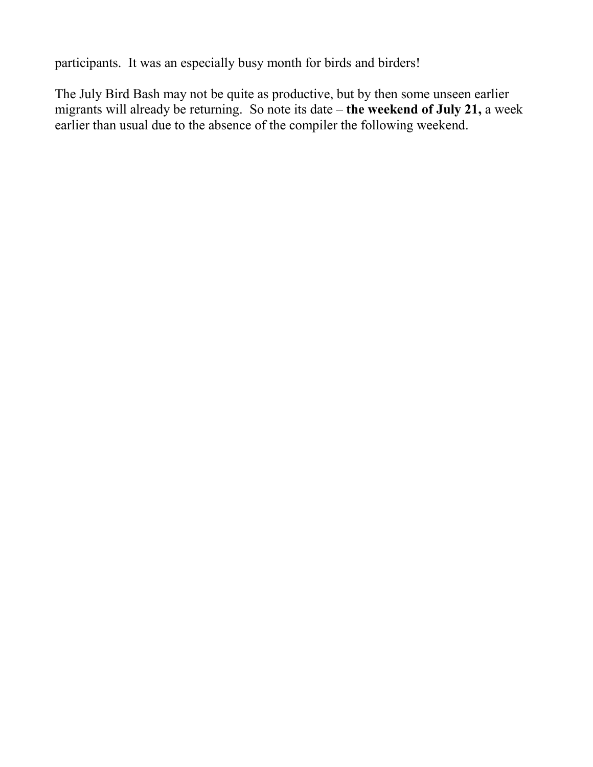participants. It was an especially busy month for birds and birders!

The July Bird Bash may not be quite as productive, but by then some unseen earlier migrants will already be returning. So note its date – **the weekend of July 21,** a week earlier than usual due to the absence of the compiler the following weekend.